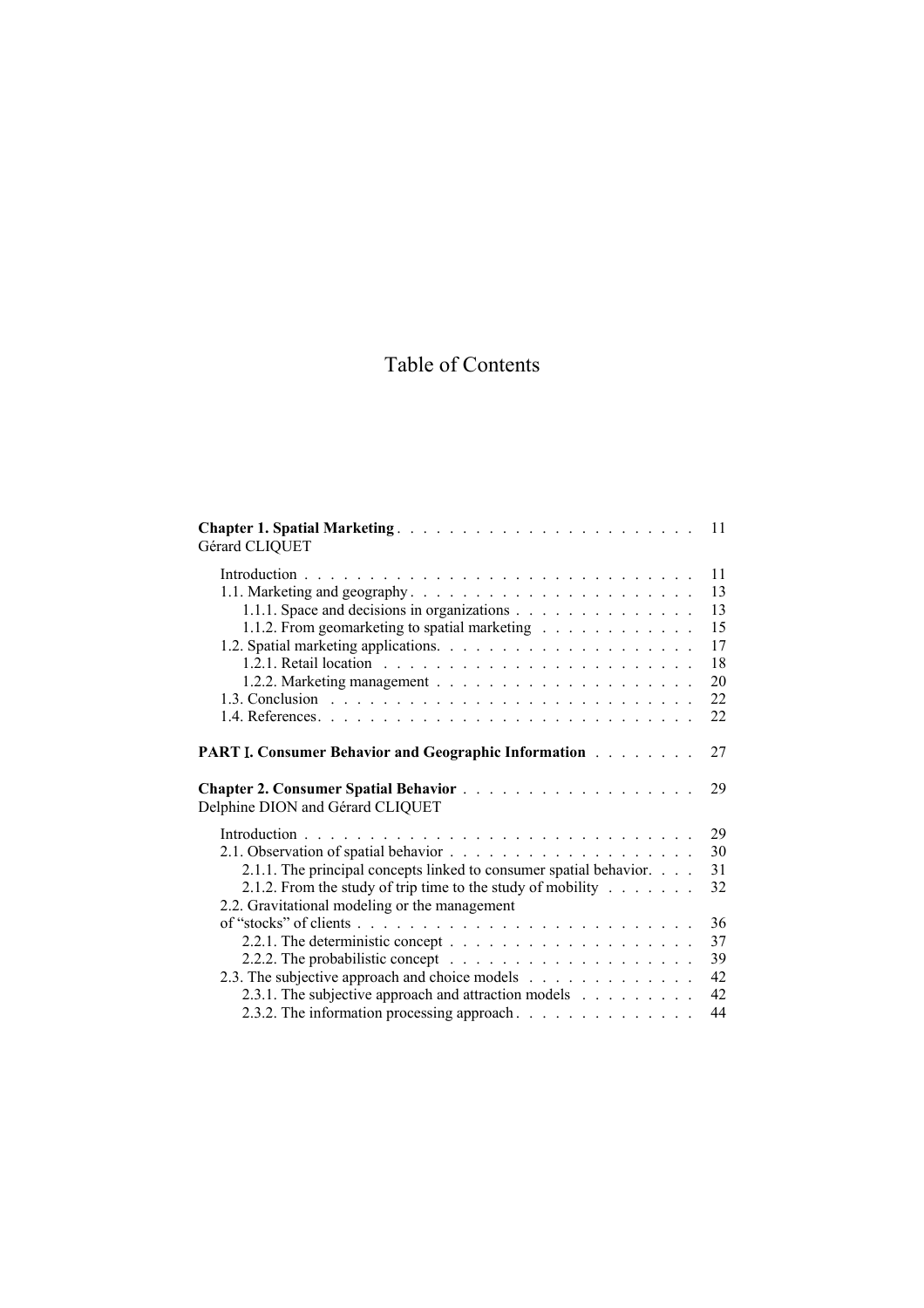# Table of Contents

**Chapter 1. Spatial Marketing** . . . . . . . . . . . . . . . . . . . . . . 11
Gérard CLIQUET

Introduction . . . . . . . . . . . . . . . . . . . . . . . . . . . . . 11
1.1. Marketing and geography . . . . . . . . . . . . . . . . . . . . . . 13
1.1.1. Space and decisions in organizations . . . . . . . . . . . . . . 13
1.1.2. From geomarketing to spatial marketing . . . . . . . . . . . . 15
1.2. Spatial marketing applications. . . . . . . . . . . . . . . . . . . 17
1.2.1. Retail location . . . . . . . . . . . . . . . . . . . . . . . 18
1.2.2. Marketing management . . . . . . . . . . . . . . . . . . . . 20
1.3. Conclusion . . . . . . . . . . . . . . . . . . . . . . . . . . . 22
1.4. References. . . . . . . . . . . . . . . . . . . . . . . . . . . . 22

**PART I. Consumer Behavior and Geographic Information** . . . . . . . . 27

**Chapter 2. Consumer Spatial Behavior** . . . . . . . . . . . . . . . . . 29
Delphine DION and Gérard CLIQUET

Introduction . . . . . . . . . . . . . . . . . . . . . . . . . . . . . 29
2.1. Observation of spatial behavior . . . . . . . . . . . . . . . . . . 30
2.1.1. The principal concepts linked to consumer spatial behavior. . . . 31
2.1.2. From the study of trip time to the study of mobility . . . . . . . 32
2.2. Gravitational modeling or the management
of "stocks" of clients . . . . . . . . . . . . . . . . . . . . . . . . 36
2.2.1. The deterministic concept . . . . . . . . . . . . . . . . . . . 37
2.2.2. The probabilistic concept . . . . . . . . . . . . . . . . . . . 39
2.3. The subjective approach and choice models . . . . . . . . . . . . . 42
2.3.1. The subjective approach and attraction models . . . . . . . . . 42
2.3.2. The information processing approach . . . . . . . . . . . . . . 44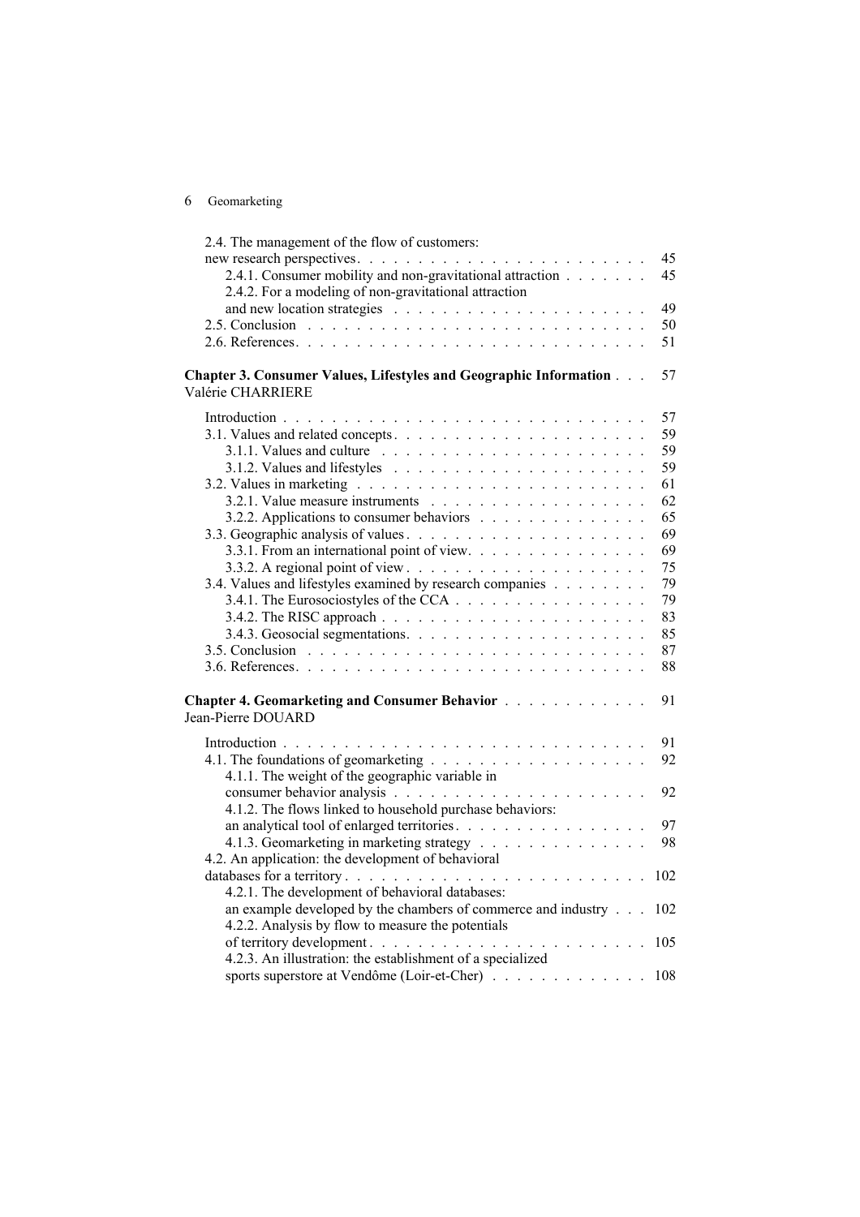2.4. The management of the flow of customers: new research perspectives . . . . . 45
- 2.4.1. Consumer mobility and non-gravitational attraction . . . . . 45
- 2.4.2. For a modeling of non-gravitational attraction and new location strategies . . . . . 49

2.5. Conclusion . . . . . 50

2.6. References . . . . . 51

**Chapter 3. Consumer Values, Lifestyles and Geographic Information** . . . 57
Valérie CHARRIERE

Introduction . . . . . 57

3.1. Values and related concepts . . . . . 59
- 3.1.1. Values and culture . . . . . 59
- 3.1.2. Values and lifestyles . . . . . 59

3.2. Values in marketing . . . . . 61
- 3.2.1. Value measure instruments . . . . . 62
- 3.2.2. Applications to consumer behaviors . . . . . 65

3.3. Geographic analysis of values . . . . . 69
- 3.3.1. From an international point of view . . . . . 69
- 3.3.2. A regional point of view . . . . . 75

3.4. Values and lifestyles examined by research companies . . . . . 79
- 3.4.1. The Eurosociostyles of the CCA . . . . . 79
- 3.4.2. The RISC approach . . . . . 83
- 3.4.3. Geosocial segmentations . . . . . 85

3.5. Conclusion . . . . . 87

3.6. References . . . . . 88

**Chapter 4. Geomarketing and Consumer Behavior** . . . . . 91
Jean-Pierre DOUARD

Introduction . . . . . 91

4.1. The foundations of geomarketing . . . . . 92
- 4.1.1. The weight of the geographic variable in consumer behavior analysis . . . . . 92
- 4.1.2. The flows linked to household purchase behaviors: an analytical tool of enlarged territories . . . . . 97
- 4.1.3. Geomarketing in marketing strategy . . . . . 98

4.2. An application: the development of behavioral databases for a territory . . . . . 102
- 4.2.1. The development of behavioral databases: an example developed by the chambers of commerce and industry . . . 102
- 4.2.2. Analysis by flow to measure the potentials of territory development . . . . . 105
- 4.2.3. An illustration: the establishment of a specialized sports superstore at Vendôme (Loir-et-Cher) . . . . . 108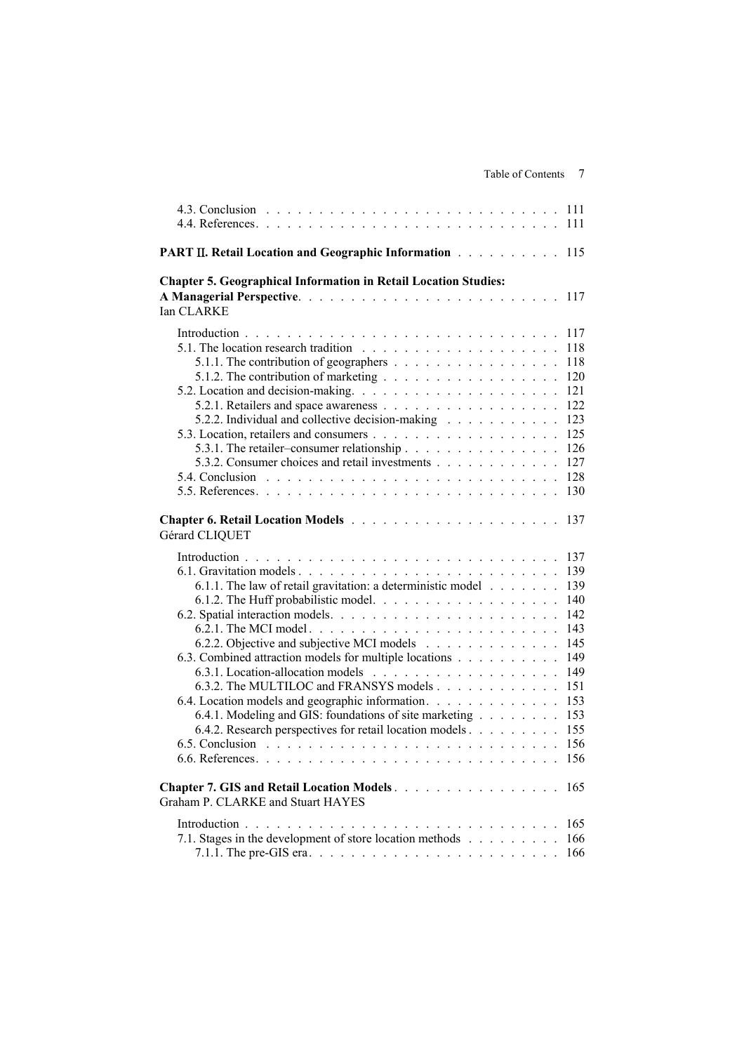4.3. Conclusion . . . . . . . . . . . . . . . . . . . . . . . . . . . 111
4.4. References . . . . . . . . . . . . . . . . . . . . . . . . . . . 111

**PART II. Retail Location and Geographic Information** . . . . . . . . . . 115

**Chapter 5. Geographical Information in Retail Location Studies: A Managerial Perspective** . . . . . . . . . . . . . . . . . . . . . . . 117
Ian CLARKE

Introduction . . . . . . . . . . . . . . . . . . . . . . . . . . . . 117
5.1. The location research tradition . . . . . . . . . . . . . . . . . . 118
5.1.1. The contribution of geographers . . . . . . . . . . . . . . . . 118
5.1.2. The contribution of marketing . . . . . . . . . . . . . . . . . 120
5.2. Location and decision-making . . . . . . . . . . . . . . . . . . . 121
5.2.1. Retailers and space awareness . . . . . . . . . . . . . . . . . 122
5.2.2. Individual and collective decision-making . . . . . . . . . . . 123
5.3. Location, retailers and consumers . . . . . . . . . . . . . . . . . 125
5.3.1. The retailer–consumer relationship . . . . . . . . . . . . . . . 126
5.3.2. Consumer choices and retail investments . . . . . . . . . . . . 127
5.4. Conclusion . . . . . . . . . . . . . . . . . . . . . . . . . . . 128
5.5. References . . . . . . . . . . . . . . . . . . . . . . . . . . . 130

**Chapter 6. Retail Location Models** . . . . . . . . . . . . . . . . . . . 137
Gérard CLIQUET

Introduction . . . . . . . . . . . . . . . . . . . . . . . . . . . . 137
6.1. Gravitation models . . . . . . . . . . . . . . . . . . . . . . . . 139
6.1.1. The law of retail gravitation: a deterministic model . . . . . . . 139
6.1.2. The Huff probabilistic model . . . . . . . . . . . . . . . . . . 140
6.2. Spatial interaction models . . . . . . . . . . . . . . . . . . . . . 142
6.2.1. The MCI model . . . . . . . . . . . . . . . . . . . . . . . . 143
6.2.2. Objective and subjective MCI models . . . . . . . . . . . . . 145
6.3. Combined attraction models for multiple locations . . . . . . . . . . 149
6.3.1. Location-allocation models . . . . . . . . . . . . . . . . . . 149
6.3.2. The MULTILOC and FRANSYS models . . . . . . . . . . . . 151
6.4. Location models and geographic information . . . . . . . . . . . . 153
6.4.1. Modeling and GIS: foundations of site marketing . . . . . . . . 153
6.4.2. Research perspectives for retail location models . . . . . . . . . 155
6.5. Conclusion . . . . . . . . . . . . . . . . . . . . . . . . . . . 156
6.6. References . . . . . . . . . . . . . . . . . . . . . . . . . . . 156

**Chapter 7. GIS and Retail Location Models** . . . . . . . . . . . . . . . 165
Graham P. CLARKE and Stuart HAYES

Introduction . . . . . . . . . . . . . . . . . . . . . . . . . . . . 165
7.1. Stages in the development of store location methods . . . . . . . . . 166
7.1.1. The pre-GIS era . . . . . . . . . . . . . . . . . . . . . . . . 166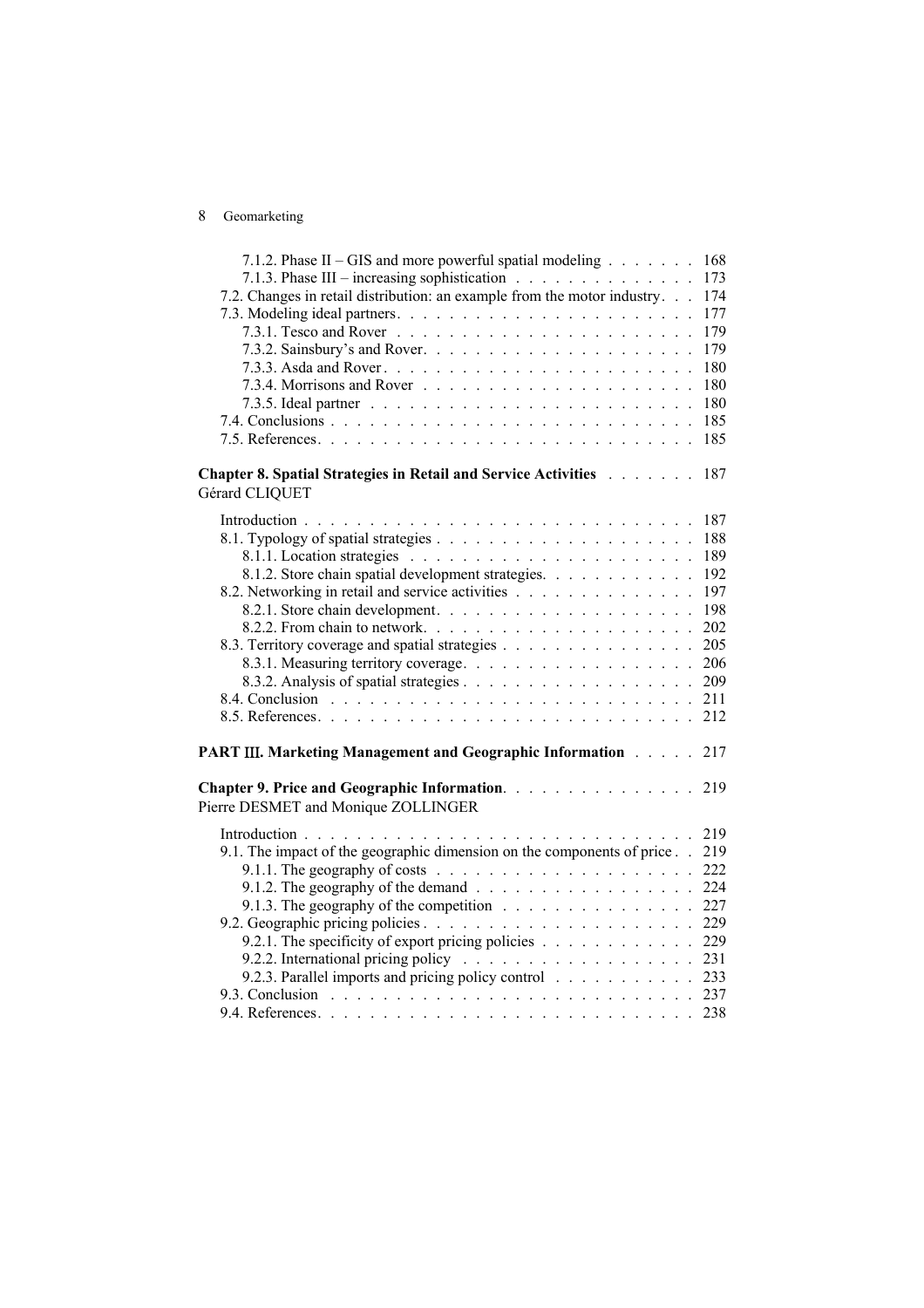7.1.2. Phase II – GIS and more powerful spatial modeling . . . . . . . 168
7.1.3. Phase III – increasing sophistication . . . . . . . . . . . . . . 173
7.2. Changes in retail distribution: an example from the motor industry. . . 174
7.3. Modeling ideal partners. . . . . . . . . . . . . . . . . . . . . . . 177
7.3.1. Tesco and Rover . . . . . . . . . . . . . . . . . . . . . . . 179
7.3.2. Sainsbury's and Rover. . . . . . . . . . . . . . . . . . . . . 179
7.3.3. Asda and Rover . . . . . . . . . . . . . . . . . . . . . . . . 180
7.3.4. Morrisons and Rover . . . . . . . . . . . . . . . . . . . . . 180
7.3.5. Ideal partner . . . . . . . . . . . . . . . . . . . . . . . . . 180
7.4. Conclusions . . . . . . . . . . . . . . . . . . . . . . . . . . . . 185
7.5. References. . . . . . . . . . . . . . . . . . . . . . . . . . . . . 185

**Chapter 8. Spatial Strategies in Retail and Service Activities** . . . . . . . 187
Gérard CLIQUET

Introduction . . . . . . . . . . . . . . . . . . . . . . . . . . . . . . 187
8.1. Typology of spatial strategies . . . . . . . . . . . . . . . . . . . . 188
8.1.1. Location strategies . . . . . . . . . . . . . . . . . . . . . . 189
8.1.2. Store chain spatial development strategies. . . . . . . . . . . . 192
8.2. Networking in retail and service activities . . . . . . . . . . . . . . 197
8.2.1. Store chain development. . . . . . . . . . . . . . . . . . . . 198
8.2.2. From chain to network. . . . . . . . . . . . . . . . . . . . . 202
8.3. Territory coverage and spatial strategies . . . . . . . . . . . . . . . 205
8.3.1. Measuring territory coverage. . . . . . . . . . . . . . . . . . 206
8.3.2. Analysis of spatial strategies . . . . . . . . . . . . . . . . . . 209
8.4. Conclusion . . . . . . . . . . . . . . . . . . . . . . . . . . . . . 211
8.5. References. . . . . . . . . . . . . . . . . . . . . . . . . . . . . 212

**PART III. Marketing Management and Geographic Information** . . . . . 217

**Chapter 9. Price and Geographic Information**. . . . . . . . . . . . . . . 219
Pierre DESMET and Monique ZOLLINGER

Introduction . . . . . . . . . . . . . . . . . . . . . . . . . . . . . . 219
9.1. The impact of the geographic dimension on the components of price . . 219
9.1.1. The geography of costs . . . . . . . . . . . . . . . . . . . . 222
9.1.2. The geography of the demand . . . . . . . . . . . . . . . . . 224
9.1.3. The geography of the competition . . . . . . . . . . . . . . . 227
9.2. Geographic pricing policies . . . . . . . . . . . . . . . . . . . . . 229
9.2.1. The specificity of export pricing policies . . . . . . . . . . . . 229
9.2.2. International pricing policy . . . . . . . . . . . . . . . . . . 231
9.2.3. Parallel imports and pricing policy control . . . . . . . . . . . 233
9.3. Conclusion . . . . . . . . . . . . . . . . . . . . . . . . . . . . . 237
9.4. References. . . . . . . . . . . . . . . . . . . . . . . . . . . . . 238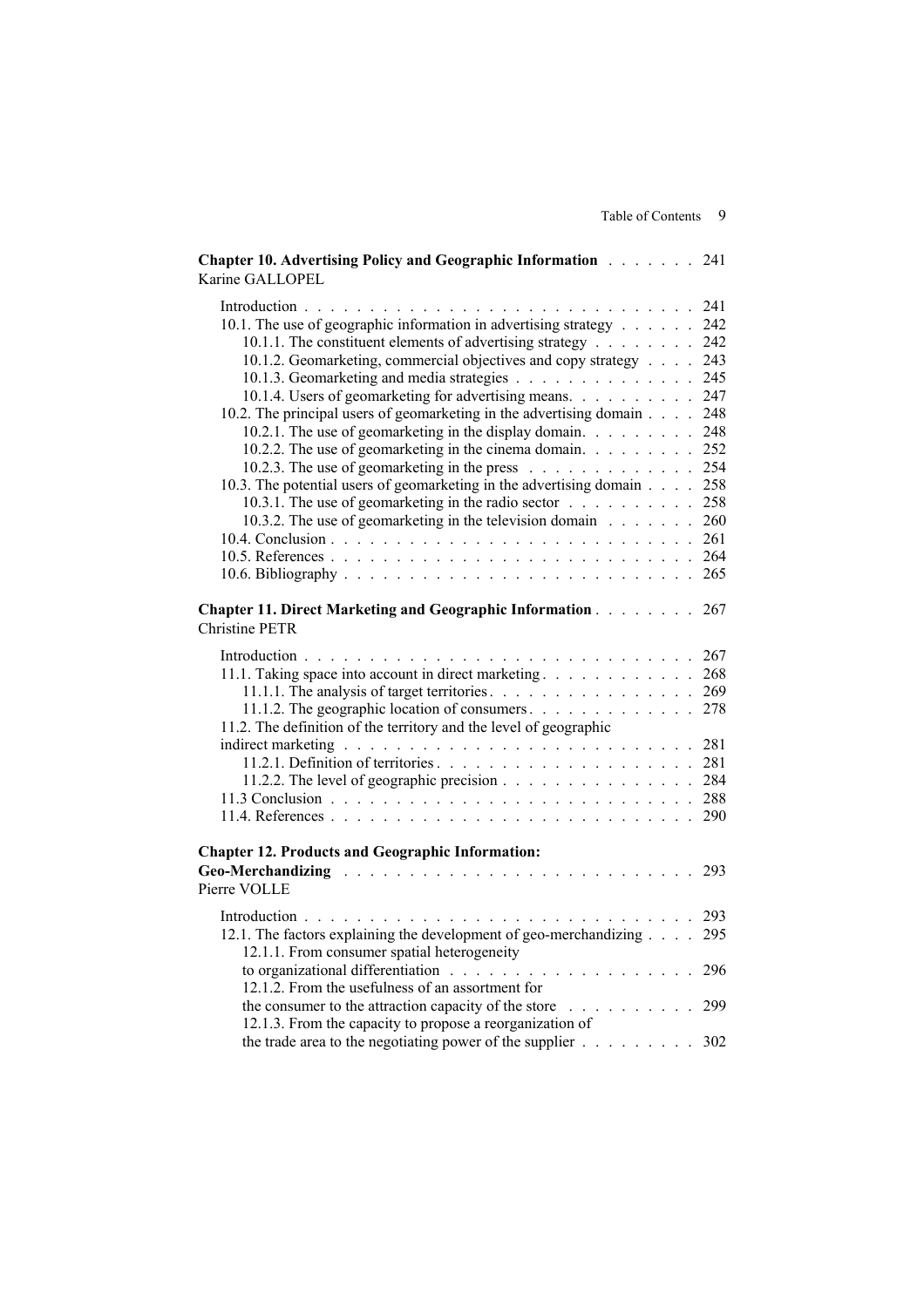**Chapter 10. Advertising Policy and Geographic Information** . . . . . . . 241
Karine GALLOPEL

Introduction . . . . . . . . . . . . . . . . . . . . . . . . . . . . . 241
10.1. The use of geographic information in advertising strategy . . . . . . 242
10.1.1. The constituent elements of advertising strategy . . . . . . . . 242
10.1.2. Geomarketing, commercial objectives and copy strategy . . . . 243
10.1.3. Geomarketing and media strategies . . . . . . . . . . . . . . 245
10.1.4. Users of geomarketing for advertising means. . . . . . . . . . 247
10.2. The principal users of geomarketing in the advertising domain . . . . 248
10.2.1. The use of geomarketing in the display domain. . . . . . . . . 248
10.2.2. The use of geomarketing in the cinema domain. . . . . . . . . 252
10.2.3. The use of geomarketing in the press . . . . . . . . . . . . . 254
10.3. The potential users of geomarketing in the advertising domain . . . . 258
10.3.1. The use of geomarketing in the radio sector . . . . . . . . . . 258
10.3.2. The use of geomarketing in the television domain . . . . . . . 260
10.4. Conclusion . . . . . . . . . . . . . . . . . . . . . . . . . . . 261
10.5. References . . . . . . . . . . . . . . . . . . . . . . . . . . . 264
10.6. Bibliography . . . . . . . . . . . . . . . . . . . . . . . . . . 265

**Chapter 11. Direct Marketing and Geographic Information** . . . . . . . . 267
Christine PETR

Introduction . . . . . . . . . . . . . . . . . . . . . . . . . . . . . 267
11.1. Taking space into account in direct marketing . . . . . . . . . . . 268
11.1.1. The analysis of target territories . . . . . . . . . . . . . . . . 269
11.1.2. The geographic location of consumers . . . . . . . . . . . . . 278
11.2. The definition of the territory and the level of geographic indirect marketing . . . . . . . . . . . . . . . . . . . . . . . . . . 281
11.2.1. Definition of territories . . . . . . . . . . . . . . . . . . . . 281
11.2.2. The level of geographic precision . . . . . . . . . . . . . . . 284
11.3 Conclusion . . . . . . . . . . . . . . . . . . . . . . . . . . . . 288
11.4. References . . . . . . . . . . . . . . . . . . . . . . . . . . . 290

**Chapter 12. Products and Geographic Information: Geo-Merchandizing** . . . . . . . . . . . . . . . . . . . . . . . . . 293
Pierre VOLLE

Introduction . . . . . . . . . . . . . . . . . . . . . . . . . . . . . 293
12.1. The factors explaining the development of geo-merchandizing . . . . 295
12.1.1. From consumer spatial heterogeneity to organizational differentiation . . . . . . . . . . . . . . . . . . 296
12.1.2. From the usefulness of an assortment for the consumer to the attraction capacity of the store . . . . . . . . . . 299
12.1.3. From the capacity to propose a reorganization of the trade area to the negotiating power of the supplier . . . . . . . . . 302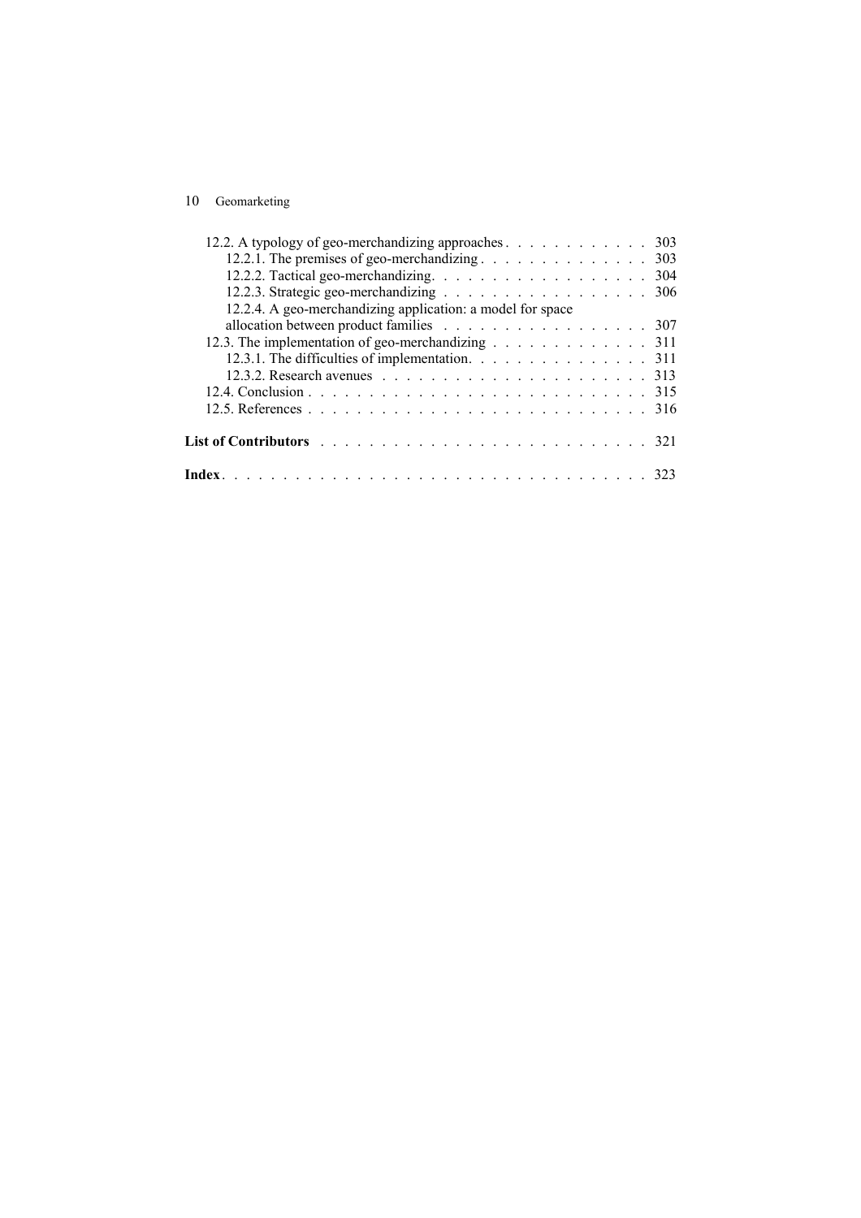12.2. A typology of geo-merchandizing approaches . . . . . . . . . . . . 303
    12.2.1. The premises of geo-merchandizing . . . . . . . . . . . . . . 303
    12.2.2. Tactical geo-merchandizing. . . . . . . . . . . . . . . . . . 304
    12.2.3. Strategic geo-merchandizing . . . . . . . . . . . . . . . . . 306
    12.2.4. A geo-merchandizing application: a model for space allocation between product families . . . . . . . . . . . . . . . . 307
12.3. The implementation of geo-merchandizing . . . . . . . . . . . . . 311
    12.3.1. The difficulties of implementation. . . . . . . . . . . . . . . 311
    12.3.2. Research avenues . . . . . . . . . . . . . . . . . . . . . . 313
12.4. Conclusion . . . . . . . . . . . . . . . . . . . . . . . . . . . 315
12.5. References . . . . . . . . . . . . . . . . . . . . . . . . . . . 316

**List of Contributors** . . . . . . . . . . . . . . . . . . . . . . . . . 321

**Index** . . . . . . . . . . . . . . . . . . . . . . . . . . . . . . . . . 323